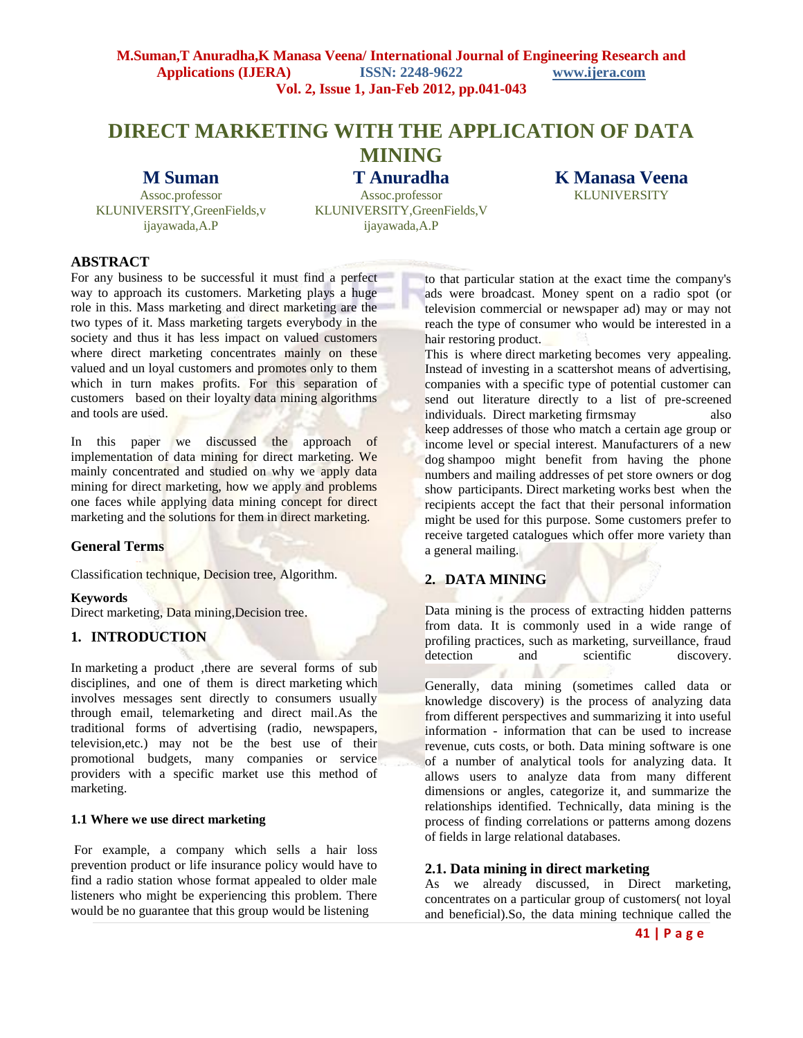# DIRECT MARKETING WITH THE APPLICATION OF DATA MINING

**M Suman**
Assoc.professor
KLUNIVERSITY,GreenFields,vijayawada,A.P

**T Anuradha**
Assoc.professor
KLUNIVERSITY,GreenFields,Vijayawada,A.P

**K Manasa Veena**
KLUNIVERSITY

## ABSTRACT

For any business to be successful it must find a perfect way to approach its customers. Marketing plays a huge role in this. Mass marketing and direct marketing are the two types of it. Mass marketing targets everybody in the society and thus it has less impact on valued customers where direct marketing concentrates mainly on these valued and un loyal customers and promotes only to them which in turn makes profits. For this separation of customers based on their loyalty data mining algorithms and tools are used.

In this paper we discussed the approach of implementation of data mining for direct marketing. We mainly concentrated and studied on why we apply data mining for direct marketing, how we apply and problems one faces while applying data mining concept for direct marketing and the solutions for them in direct marketing.

### General Terms

Classification technique, Decision tree, Algorithm.

**Keywords**
Direct marketing, Data mining,Decision tree.

## 1. INTRODUCTION

In marketing a product ,there are several forms of sub disciplines, and one of them is direct marketing which involves messages sent directly to consumers usually through email, telemarketing and direct mail.As the traditional forms of advertising (radio, newspapers, television,etc.) may not be the best use of their promotional budgets, many companies or service providers with a specific market use this method of marketing.

### 1.1 Where we use direct marketing

For example, a company which sells a hair loss prevention product or life insurance policy would have to find a radio station whose format appealed to older male listeners who might be experiencing this problem. There would be no guarantee that this group would be listening to that particular station at the exact time the company's ads were broadcast. Money spent on a radio spot (or television commercial or newspaper ad) may or may not reach the type of consumer who would be interested in a hair restoring product.

This is where direct marketing becomes very appealing. Instead of investing in a scattershot means of advertising, companies with a specific type of potential customer can send out literature directly to a list of pre-screened individuals. Direct marketing firmsmay also keep addresses of those who match a certain age group or income level or special interest. Manufacturers of a new dog shampoo might benefit from having the phone numbers and mailing addresses of pet store owners or dog show participants. Direct marketing works best when the recipients accept the fact that their personal information might be used for this purpose. Some customers prefer to receive targeted catalogues which offer more variety than a general mailing.

## 2. DATA MINING

Data mining is the process of extracting hidden patterns from data. It is commonly used in a wide range of profiling practices, such as marketing, surveillance, fraud detection and scientific discovery.

Generally, data mining (sometimes called data or knowledge discovery) is the process of analyzing data from different perspectives and summarizing it into useful information - information that can be used to increase revenue, cuts costs, or both. Data mining software is one of a number of analytical tools for analyzing data. It allows users to analyze data from many different dimensions or angles, categorize it, and summarize the relationships identified. Technically, data mining is the process of finding correlations or patterns among dozens of fields in large relational databases.

### 2.1. Data mining in direct marketing

As we already discussed, in Direct marketing, concentrates on a particular group of customers( not loyal and beneficial).So, the data mining technique called the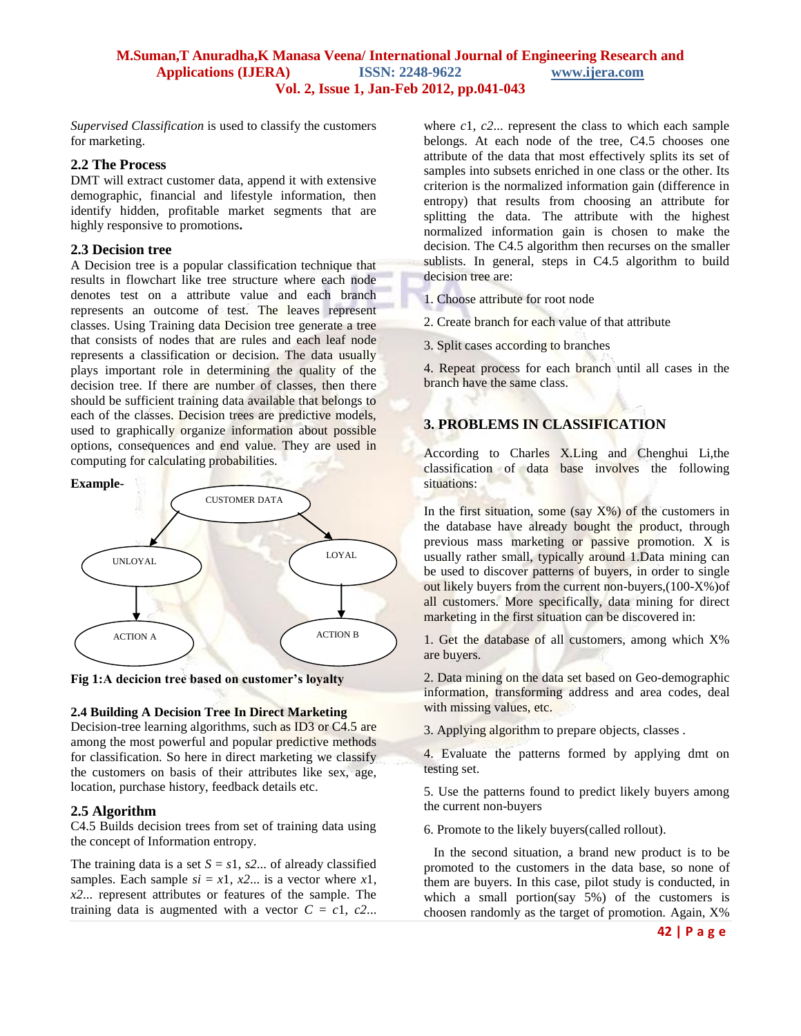*Supervised Classification* is used to classify the customers for marketing.

### 2.2 The Process

DMT will extract customer data, append it with extensive demographic, financial and lifestyle information, then identify hidden, profitable market segments that are highly responsive to promotions**.**

### 2.3 Decision tree

A Decision tree is a popular classification technique that results in flowchart like tree structure where each node denotes test on a attribute value and each branch represents an outcome of test. The leaves represent classes. Using Training data Decision tree generate a tree that consists of nodes that are rules and each leaf node represents a classification or decision. The data usually plays important role in determining the quality of the decision tree. If there are number of classes, then there should be sufficient training data available that belongs to each of the classes. Decision trees are predictive models, used to graphically organize information about possible options, consequences and end value. They are used in computing for calculating probabilities.

**Example-**

CUSTOMER DATA → UNLOYAL → ACTION A

CUSTOMER DATA → LOYAL → ACTION B

**Fig 1:A decicion tree based on customer's loyalty**

#### 2.4 Building A Decision Tree In Direct Marketing

Decision-tree learning algorithms, such as ID3 or C4.5 are among the most powerful and popular predictive methods for classification. So here in direct marketing we classify the customers on basis of their attributes like sex, age, location, purchase history, feedback details etc.

### 2.5 Algorithm

C4.5 Builds decision trees from set of training data using the concept of Information entropy.

The training data is a set $S = s1, s2...$ of already classified samples. Each sample $si = x1, x2...$ is a vector where $x1$, $x2...$ represent attributes or features of the sample. The training data is augmented with a vector $C = c1, c2...$ where $c1$, $c2...$ represent the class to which each sample belongs. At each node of the tree, C4.5 chooses one attribute of the data that most effectively splits its set of samples into subsets enriched in one class or the other. Its criterion is the normalized information gain (difference in entropy) that results from choosing an attribute for splitting the data. The attribute with the highest normalized information gain is chosen to make the decision. The C4.5 algorithm then recurses on the smaller sublists. In general, steps in C4.5 algorithm to build decision tree are:

1. Choose attribute for root node
2. Create branch for each value of that attribute
3. Split cases according to branches
4. Repeat process for each branch until all cases in the branch have the same class.

## 3. PROBLEMS IN CLASSIFICATION

According to Charles X.Ling and Chenghui Li,the classification of data base involves the following situations:

In the first situation, some (say X%) of the customers in the database have already bought the product, through previous mass marketing or passive promotion. X is usually rather small, typically around 1.Data mining can be used to discover patterns of buyers, in order to single out likely buyers from the current non-buyers,(100-X%)of all customers. More specifically, data mining for direct marketing in the first situation can be discovered in:

1. Get the database of all customers, among which X% are buyers.
2. Data mining on the data set based on Geo-demographic information, transforming address and area codes, deal with missing values, etc.
3. Applying algorithm to prepare objects, classes .
4. Evaluate the patterns formed by applying dmt on testing set.
5. Use the patterns found to predict likely buyers among the current non-buyers
6. Promote to the likely buyers(called rollout).

In the second situation, a brand new product is to be promoted to the customers in the data base, so none of them are buyers. In this case, pilot study is conducted, in which a small portion(say 5%) of the customers is choosen randomly as the target of promotion. Again, X%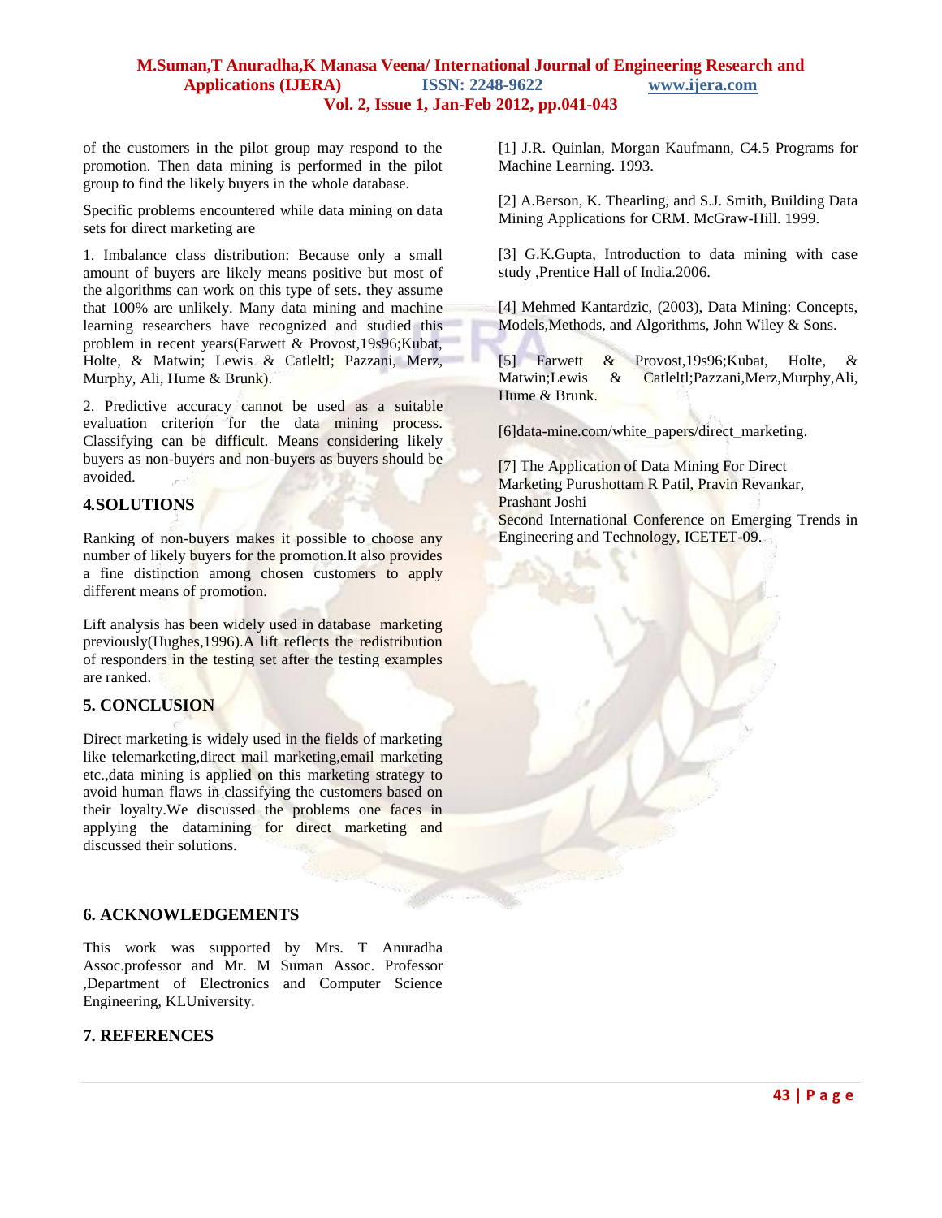of the customers in the pilot group may respond to the promotion. Then data mining is performed in the pilot group to find the likely buyers in the whole database.

Specific problems encountered while data mining on data sets for direct marketing are

1. Imbalance class distribution: Because only a small amount of buyers are likely means positive but most of the algorithms can work on this type of sets. they assume that 100% are unlikely. Many data mining and machine learning researchers have recognized and studied this problem in recent years(Farwett & Provost,19s96;Kubat, Holte, & Matwin; Lewis & Catleltl; Pazzani, Merz, Murphy, Ali, Hume & Brunk).

2. Predictive accuracy cannot be used as a suitable evaluation criterion for the data mining process. Classifying can be difficult. Means considering likely buyers as non-buyers and non-buyers as buyers should be avoided.

## 4.SOLUTIONS

Ranking of non-buyers makes it possible to choose any number of likely buyers for the promotion.It also provides a fine distinction among chosen customers to apply different means of promotion.

Lift analysis has been widely used in database marketing previously(Hughes,1996).A lift reflects the redistribution of responders in the testing set after the testing examples are ranked.

## 5. CONCLUSION

Direct marketing is widely used in the fields of marketing like telemarketing,direct mail marketing,email marketing etc.,data mining is applied on this marketing strategy to avoid human flaws in classifying the customers based on their loyalty.We discussed the problems one faces in applying the datamining for direct marketing and discussed their solutions.

## 6. ACKNOWLEDGEMENTS

This work was supported by Mrs. T Anuradha Assoc.professor and Mr. M Suman Assoc. Professor ,Department of Electronics and Computer Science Engineering, KLUniversity.

## 7. REFERENCES

[1] J.R. Quinlan, Morgan Kaufmann, C4.5 Programs for Machine Learning. 1993.

[2] A.Berson, K. Thearling, and S.J. Smith, Building Data Mining Applications for CRM. McGraw-Hill. 1999.

[3] G.K.Gupta, Introduction to data mining with case study ,Prentice Hall of India.2006.

[4] Mehmed Kantardzic, (2003), Data Mining: Concepts, Models,Methods, and Algorithms, John Wiley & Sons.

[5] Farwett & Provost,19s96;Kubat, Holte, & Matwin;Lewis & Catleltl;Pazzani,Merz,Murphy,Ali, Hume & Brunk.

[6]data-mine.com/white_papers/direct_marketing.

[7] The Application of Data Mining For Direct Marketing Purushottam R Patil, Pravin Revankar, Prashant Joshi
Second International Conference on Emerging Trends in Engineering and Technology, ICETET-09.